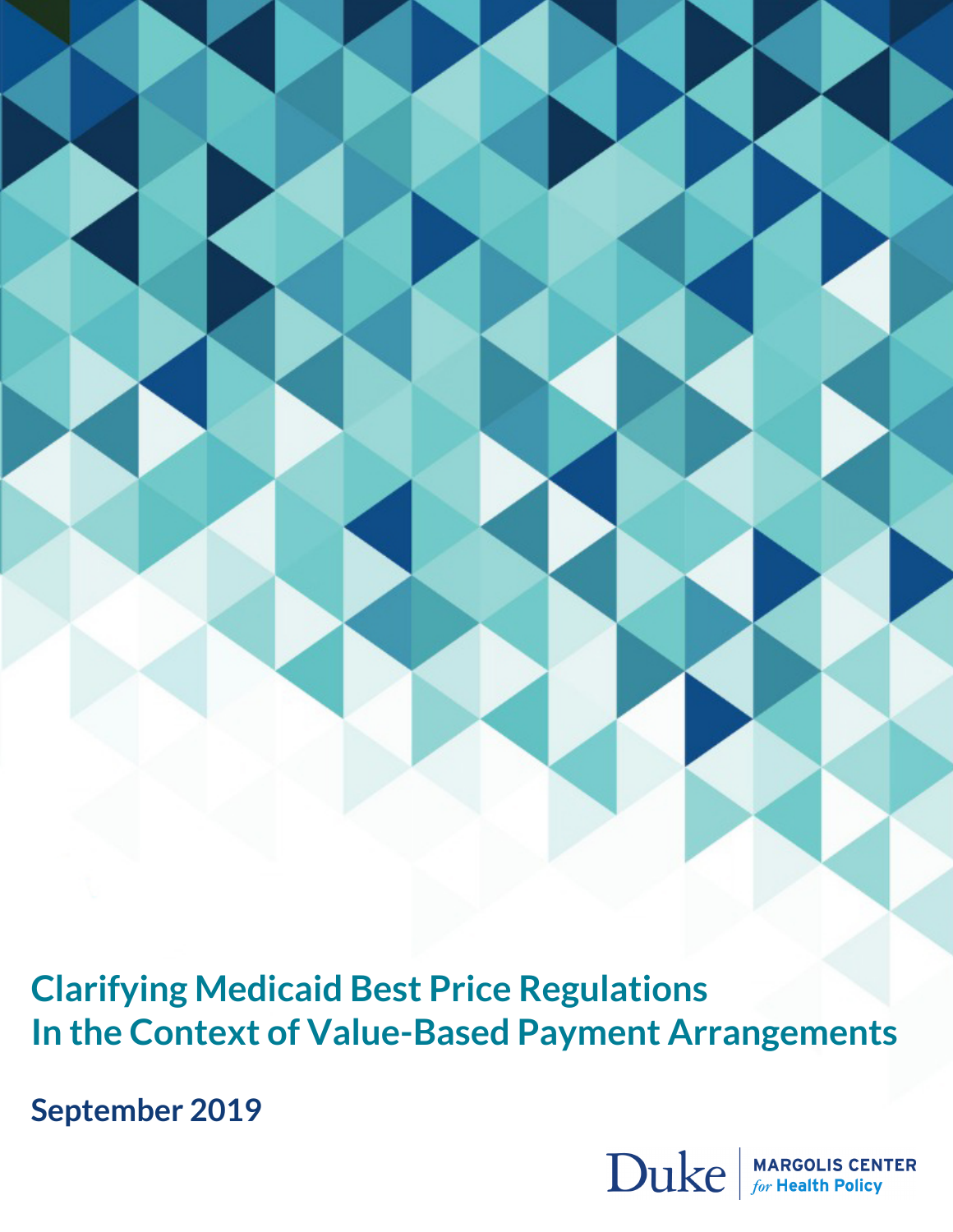# Clarifying Medicaid Best Price Regulations In the Context of Value-Based Payment Arrangements

**September 2019**

Duke | MARGOLIS CENTER *for* Health Policy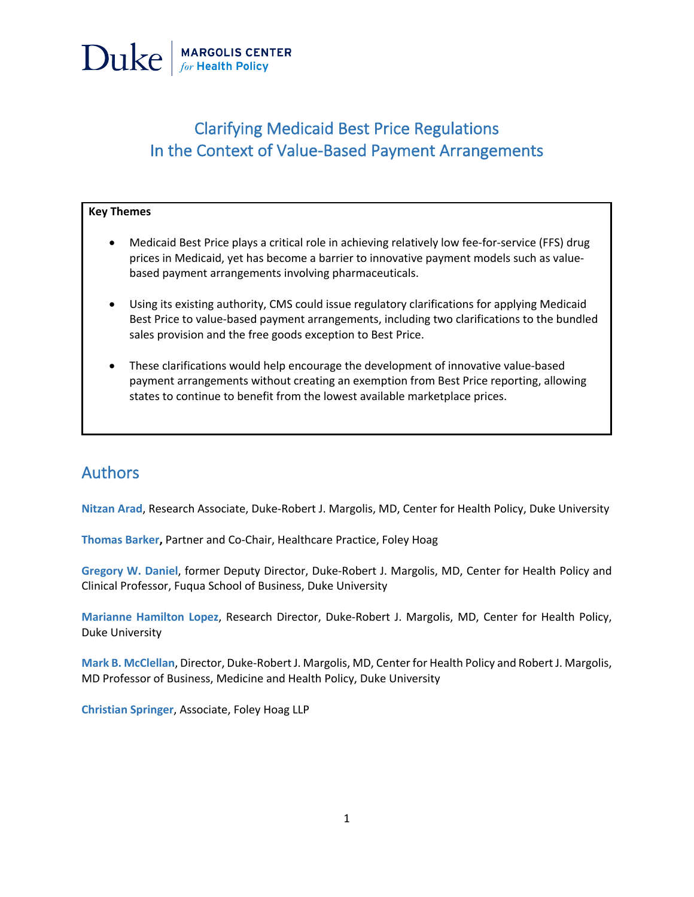Duke | MARGOLIS CENTER *for* Health Policy

# Clarifying Medicaid Best Price Regulations In the Context of Value-Based Payment Arrangements

**Key Themes**

- Medicaid Best Price plays a critical role in achieving relatively low fee-for-service (FFS) drug prices in Medicaid, yet has become a barrier to innovative payment models such as value-based payment arrangements involving pharmaceuticals.
- Using its existing authority, CMS could issue regulatory clarifications for applying Medicaid Best Price to value-based payment arrangements, including two clarifications to the bundled sales provision and the free goods exception to Best Price.
- These clarifications would help encourage the development of innovative value-based payment arrangements without creating an exemption from Best Price reporting, allowing states to continue to benefit from the lowest available marketplace prices.

## Authors

**Nitzan Arad**, Research Associate, Duke-Robert J. Margolis, MD, Center for Health Policy, Duke University

**Thomas Barker**, Partner and Co-Chair, Healthcare Practice, Foley Hoag

**Gregory W. Daniel**, former Deputy Director, Duke-Robert J. Margolis, MD, Center for Health Policy and Clinical Professor, Fuqua School of Business, Duke University

**Marianne Hamilton Lopez**, Research Director, Duke-Robert J. Margolis, MD, Center for Health Policy, Duke University

**Mark B. McClellan**, Director, Duke-Robert J. Margolis, MD, Center for Health Policy and Robert J. Margolis, MD Professor of Business, Medicine and Health Policy, Duke University

**Christian Springer**, Associate, Foley Hoag LLP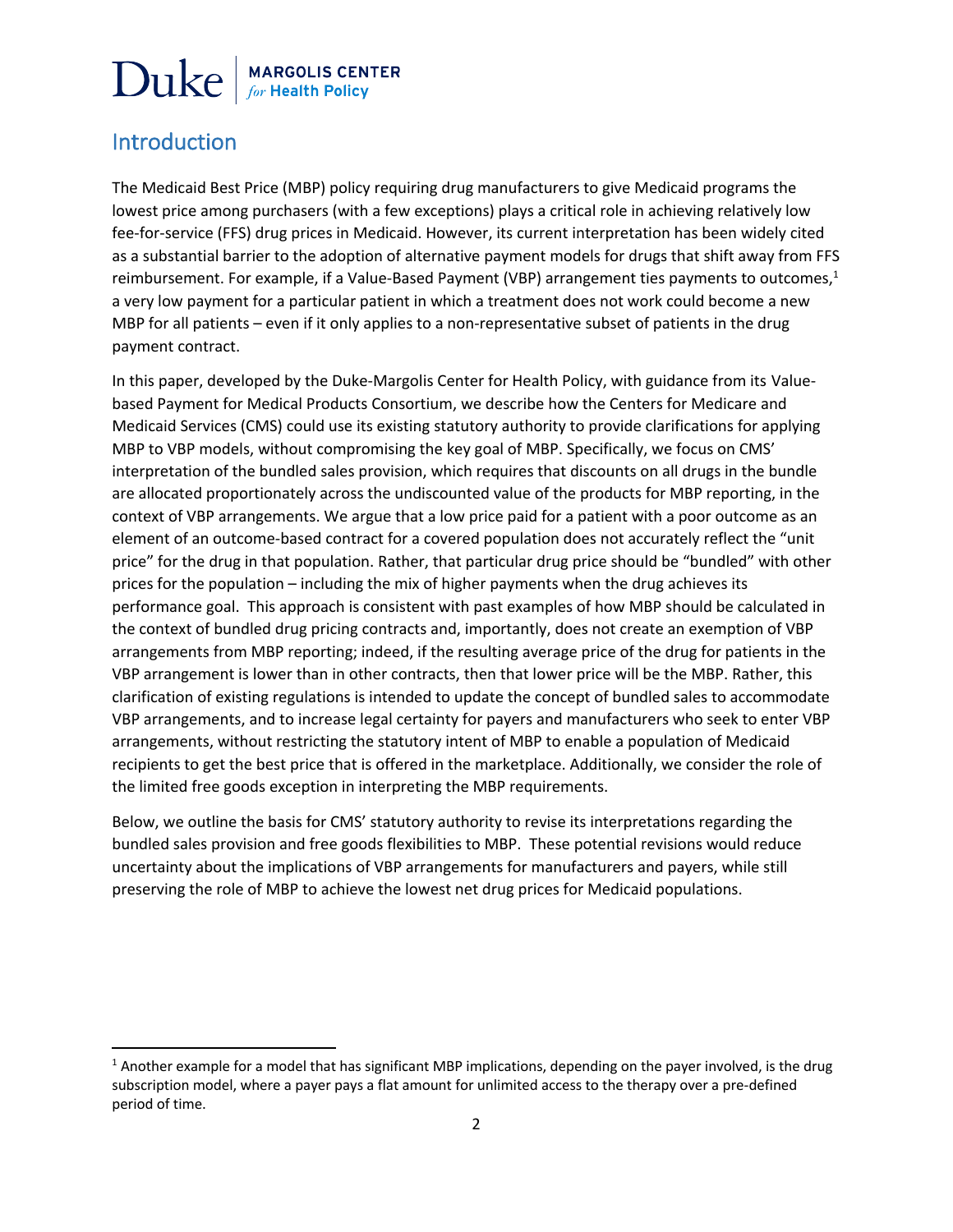## Introduction

The Medicaid Best Price (MBP) policy requiring drug manufacturers to give Medicaid programs the lowest price among purchasers (with a few exceptions) plays a critical role in achieving relatively low fee-for-service (FFS) drug prices in Medicaid. However, its current interpretation has been widely cited as a substantial barrier to the adoption of alternative payment models for drugs that shift away from FFS reimbursement. For example, if a Value-Based Payment (VBP) arrangement ties payments to outcomes,[1] a very low payment for a particular patient in which a treatment does not work could become a new MBP for all patients – even if it only applies to a non-representative subset of patients in the drug payment contract.

In this paper, developed by the Duke-Margolis Center for Health Policy, with guidance from its Value-based Payment for Medical Products Consortium, we describe how the Centers for Medicare and Medicaid Services (CMS) could use its existing statutory authority to provide clarifications for applying MBP to VBP models, without compromising the key goal of MBP. Specifically, we focus on CMS' interpretation of the bundled sales provision, which requires that discounts on all drugs in the bundle are allocated proportionately across the undiscounted value of the products for MBP reporting, in the context of VBP arrangements. We argue that a low price paid for a patient with a poor outcome as an element of an outcome-based contract for a covered population does not accurately reflect the "unit price" for the drug in that population. Rather, that particular drug price should be "bundled" with other prices for the population – including the mix of higher payments when the drug achieves its performance goal. This approach is consistent with past examples of how MBP should be calculated in the context of bundled drug pricing contracts and, importantly, does not create an exemption of VBP arrangements from MBP reporting; indeed, if the resulting average price of the drug for patients in the VBP arrangement is lower than in other contracts, then that lower price will be the MBP. Rather, this clarification of existing regulations is intended to update the concept of bundled sales to accommodate VBP arrangements, and to increase legal certainty for payers and manufacturers who seek to enter VBP arrangements, without restricting the statutory intent of MBP to enable a population of Medicaid recipients to get the best price that is offered in the marketplace. Additionally, we consider the role of the limited free goods exception in interpreting the MBP requirements.

Below, we outline the basis for CMS' statutory authority to revise its interpretations regarding the bundled sales provision and free goods flexibilities to MBP. These potential revisions would reduce uncertainty about the implications of VBP arrangements for manufacturers and payers, while still preserving the role of MBP to achieve the lowest net drug prices for Medicaid populations.

---

[1] Another example for a model that has significant MBP implications, depending on the payer involved, is the drug subscription model, where a payer pays a flat amount for unlimited access to the therapy over a pre-defined period of time.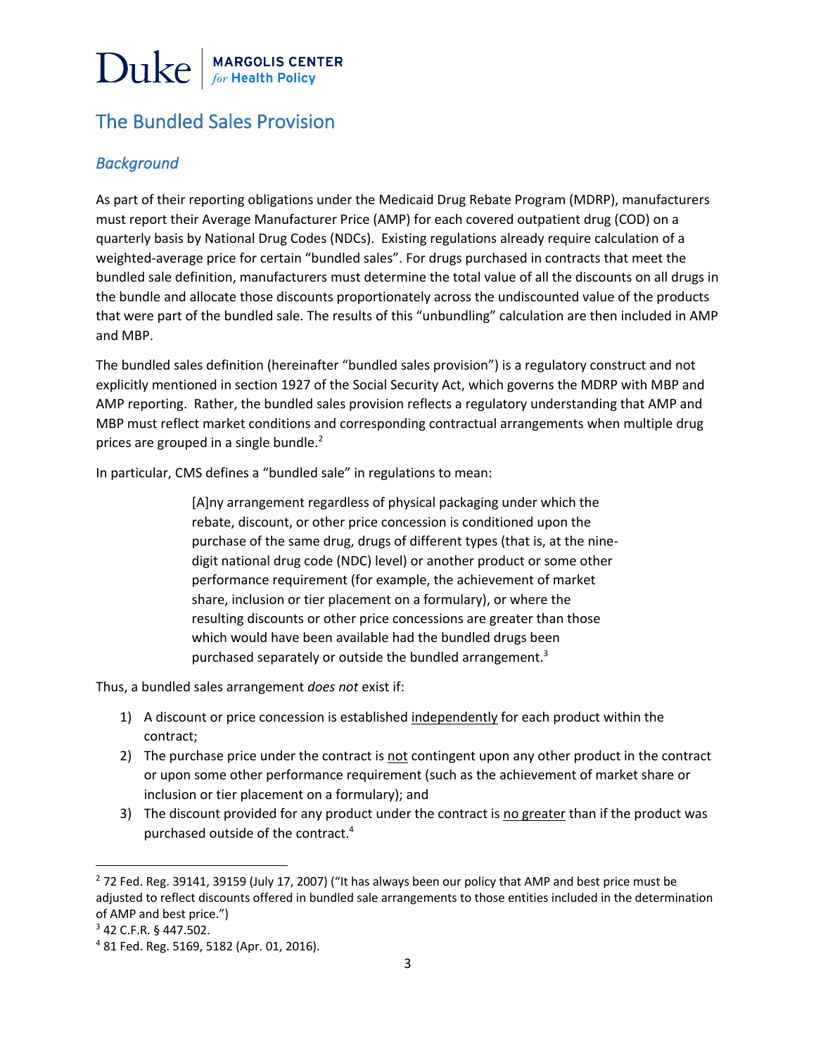Duke | MARGOLIS CENTER *for* Health Policy

## The Bundled Sales Provision

### *Background*

As part of their reporting obligations under the Medicaid Drug Rebate Program (MDRP), manufacturers must report their Average Manufacturer Price (AMP) for each covered outpatient drug (COD) on a quarterly basis by National Drug Codes (NDCs). Existing regulations already require calculation of a weighted-average price for certain "bundled sales". For drugs purchased in contracts that meet the bundled sale definition, manufacturers must determine the total value of all the discounts on all drugs in the bundle and allocate those discounts proportionately across the undiscounted value of the products that were part of the bundled sale. The results of this "unbundling" calculation are then included in AMP and MBP.

The bundled sales definition (hereinafter "bundled sales provision") is a regulatory construct and not explicitly mentioned in section 1927 of the Social Security Act, which governs the MDRP with MBP and AMP reporting. Rather, the bundled sales provision reflects a regulatory understanding that AMP and MBP must reflect market conditions and corresponding contractual arrangements when multiple drug prices are grouped in a single bundle.[2]

In particular, CMS defines a "bundled sale" in regulations to mean:

> [A]ny arrangement regardless of physical packaging under which the rebate, discount, or other price concession is conditioned upon the purchase of the same drug, drugs of different types (that is, at the nine-digit national drug code (NDC) level) or another product or some other performance requirement (for example, the achievement of market share, inclusion or tier placement on a formulary), or where the resulting discounts or other price concessions are greater than those which would have been available had the bundled drugs been purchased separately or outside the bundled arrangement.[3]

Thus, a bundled sales arrangement *does not* exist if:

1) A discount or price concession is established <u>independently</u> for each product within the contract;
2) The purchase price under the contract is <u>not</u> contingent upon any other product in the contract or upon some other performance requirement (such as the achievement of market share or inclusion or tier placement on a formulary); and
3) The discount provided for any product under the contract is <u>no greater</u> than if the product was purchased outside of the contract.[4]

---

[2] 72 Fed. Reg. 39141, 39159 (July 17, 2007) ("It has always been our policy that AMP and best price must be adjusted to reflect discounts offered in bundled sale arrangements to those entities included in the determination of AMP and best price.")

[3] 42 C.F.R. § 447.502.

[4] 81 Fed. Reg. 5169, 5182 (Apr. 01, 2016).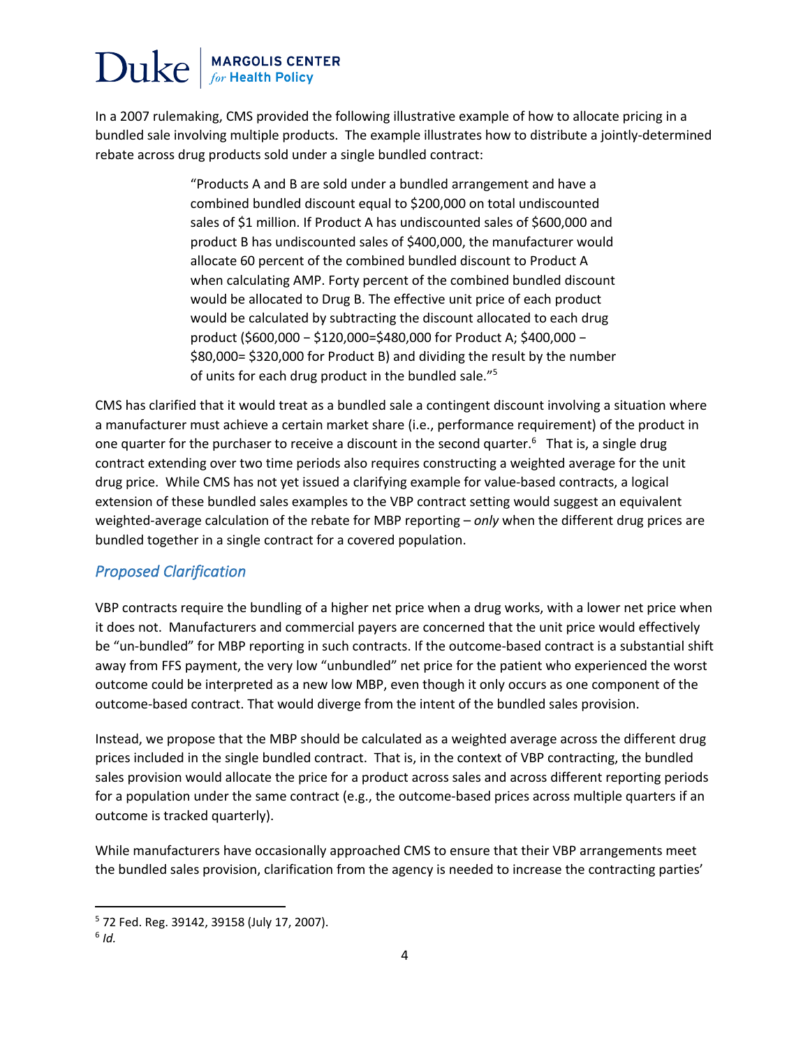In a 2007 rulemaking, CMS provided the following illustrative example of how to allocate pricing in a bundled sale involving multiple products. The example illustrates how to distribute a jointly-determined rebate across drug products sold under a single bundled contract:

> "Products A and B are sold under a bundled arrangement and have a combined bundled discount equal to $200,000 on total undiscounted sales of $1 million. If Product A has undiscounted sales of $600,000 and product B has undiscounted sales of $400,000, the manufacturer would allocate 60 percent of the combined bundled discount to Product A when calculating AMP. Forty percent of the combined bundled discount would be allocated to Drug B. The effective unit price of each product would be calculated by subtracting the discount allocated to each drug product ($600,000 − $120,000=$480,000 for Product A; $400,000 − $80,000= $320,000 for Product B) and dividing the result by the number of units for each drug product in the bundled sale."[5]

CMS has clarified that it would treat as a bundled sale a contingent discount involving a situation where a manufacturer must achieve a certain market share (i.e., performance requirement) of the product in one quarter for the purchaser to receive a discount in the second quarter.[6] That is, a single drug contract extending over two time periods also requires constructing a weighted average for the unit drug price. While CMS has not yet issued a clarifying example for value-based contracts, a logical extension of these bundled sales examples to the VBP contract setting would suggest an equivalent weighted-average calculation of the rebate for MBP reporting – *only* when the different drug prices are bundled together in a single contract for a covered population.

## *Proposed Clarification*

VBP contracts require the bundling of a higher net price when a drug works, with a lower net price when it does not. Manufacturers and commercial payers are concerned that the unit price would effectively be "un-bundled" for MBP reporting in such contracts. If the outcome-based contract is a substantial shift away from FFS payment, the very low "unbundled" net price for the patient who experienced the worst outcome could be interpreted as a new low MBP, even though it only occurs as one component of the outcome-based contract. That would diverge from the intent of the bundled sales provision.

Instead, we propose that the MBP should be calculated as a weighted average across the different drug prices included in the single bundled contract. That is, in the context of VBP contracting, the bundled sales provision would allocate the price for a product across sales and across different reporting periods for a population under the same contract (e.g., the outcome-based prices across multiple quarters if an outcome is tracked quarterly).

While manufacturers have occasionally approached CMS to ensure that their VBP arrangements meet the bundled sales provision, clarification from the agency is needed to increase the contracting parties'

---

[5] 72 Fed. Reg. 39142, 39158 (July 17, 2007).

[6] *Id.*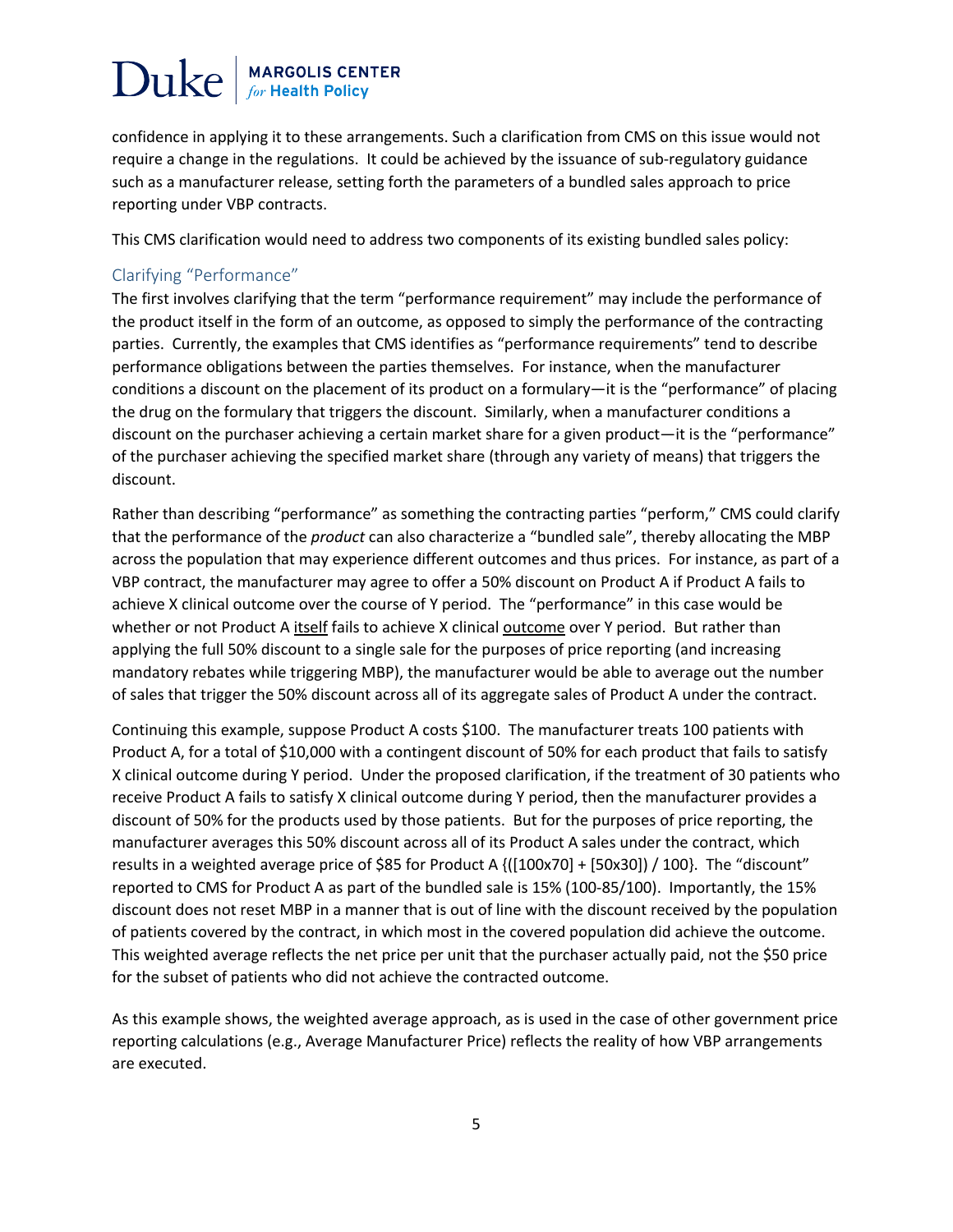confidence in applying it to these arrangements. Such a clarification from CMS on this issue would not require a change in the regulations. It could be achieved by the issuance of sub-regulatory guidance such as a manufacturer release, setting forth the parameters of a bundled sales approach to price reporting under VBP contracts.

This CMS clarification would need to address two components of its existing bundled sales policy:

### Clarifying "Performance"

The first involves clarifying that the term "performance requirement" may include the performance of the product itself in the form of an outcome, as opposed to simply the performance of the contracting parties. Currently, the examples that CMS identifies as "performance requirements" tend to describe performance obligations between the parties themselves. For instance, when the manufacturer conditions a discount on the placement of its product on a formulary—it is the "performance" of placing the drug on the formulary that triggers the discount. Similarly, when a manufacturer conditions a discount on the purchaser achieving a certain market share for a given product—it is the "performance" of the purchaser achieving the specified market share (through any variety of means) that triggers the discount.

Rather than describing "performance" as something the contracting parties "perform," CMS could clarify that the performance of the *product* can also characterize a "bundled sale", thereby allocating the MBP across the population that may experience different outcomes and thus prices. For instance, as part of a VBP contract, the manufacturer may agree to offer a 50% discount on Product A if Product A fails to achieve X clinical outcome over the course of Y period. The "performance" in this case would be whether or not Product A itself fails to achieve X clinical outcome over Y period. But rather than applying the full 50% discount to a single sale for the purposes of price reporting (and increasing mandatory rebates while triggering MBP), the manufacturer would be able to average out the number of sales that trigger the 50% discount across all of its aggregate sales of Product A under the contract.

Continuing this example, suppose Product A costs $100. The manufacturer treats 100 patients with Product A, for a total of $10,000 with a contingent discount of 50% for each product that fails to satisfy X clinical outcome during Y period. Under the proposed clarification, if the treatment of 30 patients who receive Product A fails to satisfy X clinical outcome during Y period, then the manufacturer provides a discount of 50% for the products used by those patients. But for the purposes of price reporting, the manufacturer averages this 50% discount across all of its Product A sales under the contract, which results in a weighted average price of $85 for Product A {([100x70] + [50x30]) / 100}. The "discount" reported to CMS for Product A as part of the bundled sale is 15% (100-85/100). Importantly, the 15% discount does not reset MBP in a manner that is out of line with the discount received by the population of patients covered by the contract, in which most in the covered population did achieve the outcome. This weighted average reflects the net price per unit that the purchaser actually paid, not the $50 price for the subset of patients who did not achieve the contracted outcome.

As this example shows, the weighted average approach, as is used in the case of other government price reporting calculations (e.g., Average Manufacturer Price) reflects the reality of how VBP arrangements are executed.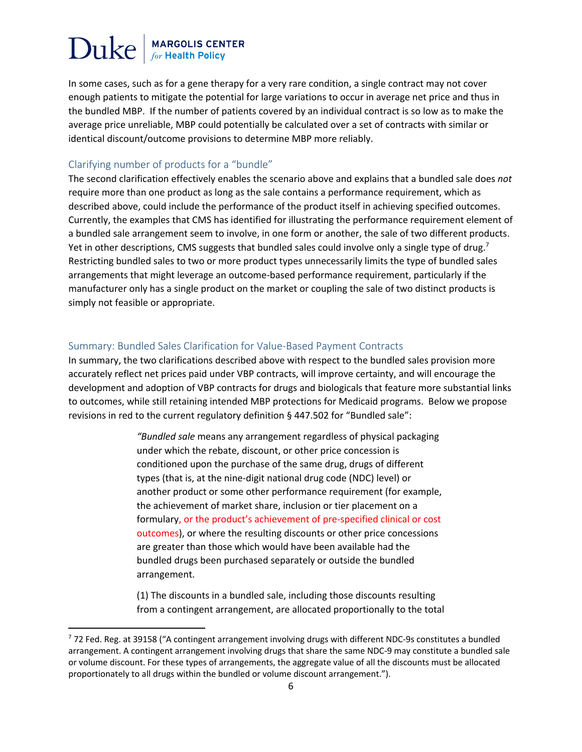In some cases, such as for a gene therapy for a very rare condition, a single contract may not cover enough patients to mitigate the potential for large variations to occur in average net price and thus in the bundled MBP. If the number of patients covered by an individual contract is so low as to make the average price unreliable, MBP could potentially be calculated over a set of contracts with similar or identical discount/outcome provisions to determine MBP more reliably.

### Clarifying number of products for a "bundle"

The second clarification effectively enables the scenario above and explains that a bundled sale does *not* require more than one product as long as the sale contains a performance requirement, which as described above, could include the performance of the product itself in achieving specified outcomes. Currently, the examples that CMS has identified for illustrating the performance requirement element of a bundled sale arrangement seem to involve, in one form or another, the sale of two different products. Yet in other descriptions, CMS suggests that bundled sales could involve only a single type of drug.[7] Restricting bundled sales to two or more product types unnecessarily limits the type of bundled sales arrangements that might leverage an outcome-based performance requirement, particularly if the manufacturer only has a single product on the market or coupling the sale of two distinct products is simply not feasible or appropriate.

### Summary: Bundled Sales Clarification for Value-Based Payment Contracts

In summary, the two clarifications described above with respect to the bundled sales provision more accurately reflect net prices paid under VBP contracts, will improve certainty, and will encourage the development and adoption of VBP contracts for drugs and biologicals that feature more substantial links to outcomes, while still retaining intended MBP protections for Medicaid programs. Below we propose revisions in red to the current regulatory definition § 447.502 for "Bundled sale":

> *"Bundled sale* means any arrangement regardless of physical packaging under which the rebate, discount, or other price concession is conditioned upon the purchase of the same drug, drugs of different types (that is, at the nine-digit national drug code (NDC) level) or another product or some other performance requirement (for example, the achievement of market share, inclusion or tier placement on a formulary, or the product's achievement of pre-specified clinical or cost outcomes), or where the resulting discounts or other price concessions are greater than those which would have been available had the bundled drugs been purchased separately or outside the bundled arrangement.
>
> (1) The discounts in a bundled sale, including those discounts resulting from a contingent arrangement, are allocated proportionally to the total

[7] 72 Fed. Reg. at 39158 ("A contingent arrangement involving drugs with different NDC-9s constitutes a bundled arrangement. A contingent arrangement involving drugs that share the same NDC-9 may constitute a bundled sale or volume discount. For these types of arrangements, the aggregate value of all the discounts must be allocated proportionately to all drugs within the bundled or volume discount arrangement.").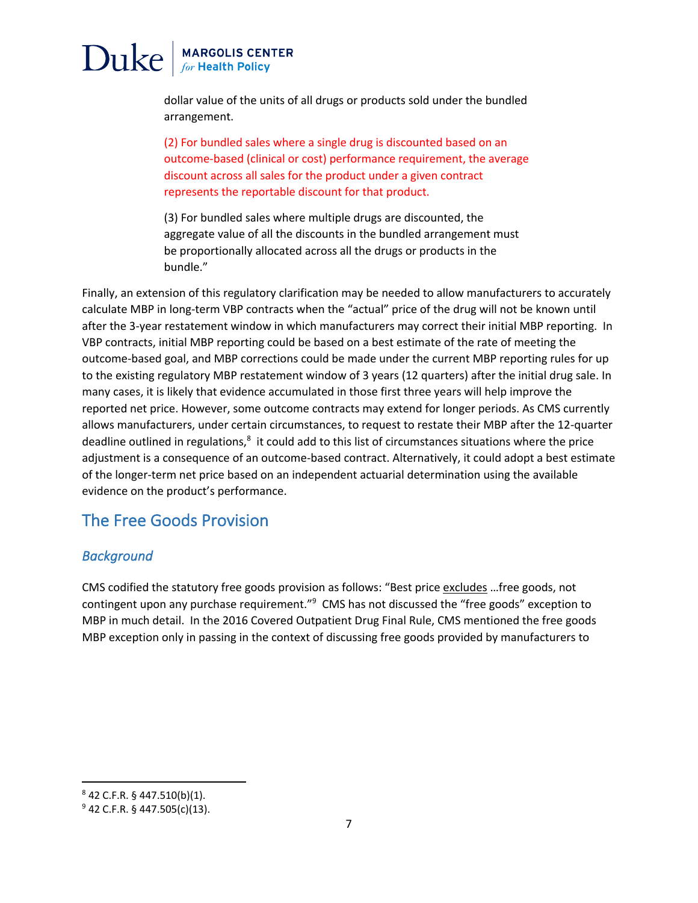dollar value of the units of all drugs or products sold under the bundled arrangement.

(2) For bundled sales where a single drug is discounted based on an outcome-based (clinical or cost) performance requirement, the average discount across all sales for the product under a given contract represents the reportable discount for that product.

(3) For bundled sales where multiple drugs are discounted, the aggregate value of all the discounts in the bundled arrangement must be proportionally allocated across all the drugs or products in the bundle."

Finally, an extension of this regulatory clarification may be needed to allow manufacturers to accurately calculate MBP in long-term VBP contracts when the "actual" price of the drug will not be known until after the 3-year restatement window in which manufacturers may correct their initial MBP reporting. In VBP contracts, initial MBP reporting could be based on a best estimate of the rate of meeting the outcome-based goal, and MBP corrections could be made under the current MBP reporting rules for up to the existing regulatory MBP restatement window of 3 years (12 quarters) after the initial drug sale. In many cases, it is likely that evidence accumulated in those first three years will help improve the reported net price. However, some outcome contracts may extend for longer periods. As CMS currently allows manufacturers, under certain circumstances, to request to restate their MBP after the 12-quarter deadline outlined in regulations,[8] it could add to this list of circumstances situations where the price adjustment is a consequence of an outcome-based contract. Alternatively, it could adopt a best estimate of the longer-term net price based on an independent actuarial determination using the available evidence on the product's performance.

## The Free Goods Provision

### *Background*

CMS codified the statutory free goods provision as follows: "Best price excludes …free goods, not contingent upon any purchase requirement."[9] CMS has not discussed the "free goods" exception to MBP in much detail. In the 2016 Covered Outpatient Drug Final Rule, CMS mentioned the free goods MBP exception only in passing in the context of discussing free goods provided by manufacturers to

---

[8] 42 C.F.R. § 447.510(b)(1).

[9] 42 C.F.R. § 447.505(c)(13).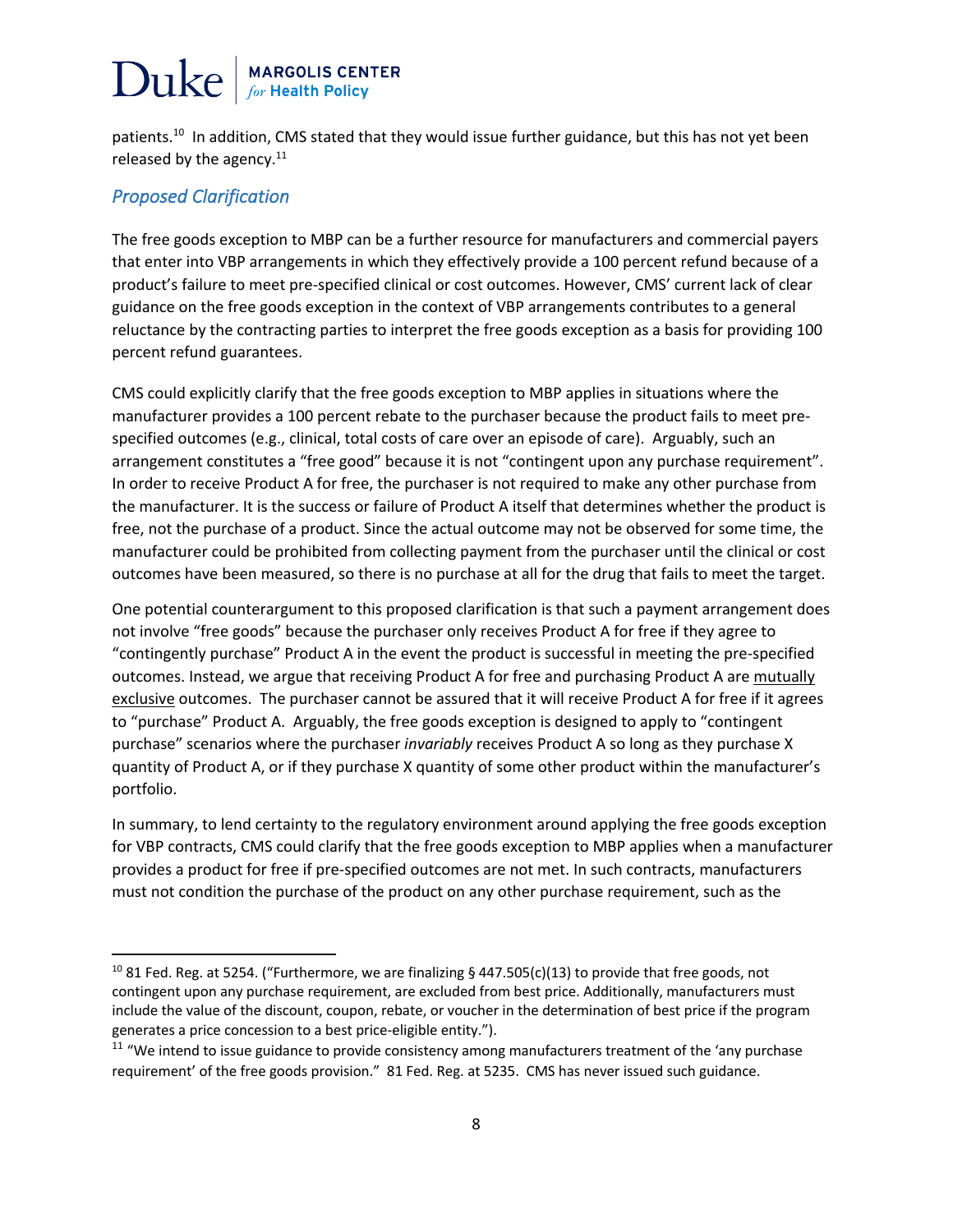patients.[10] In addition, CMS stated that they would issue further guidance, but this has not yet been released by the agency.[11]

### *Proposed Clarification*

The free goods exception to MBP can be a further resource for manufacturers and commercial payers that enter into VBP arrangements in which they effectively provide a 100 percent refund because of a product's failure to meet pre-specified clinical or cost outcomes. However, CMS' current lack of clear guidance on the free goods exception in the context of VBP arrangements contributes to a general reluctance by the contracting parties to interpret the free goods exception as a basis for providing 100 percent refund guarantees.

CMS could explicitly clarify that the free goods exception to MBP applies in situations where the manufacturer provides a 100 percent rebate to the purchaser because the product fails to meet pre-specified outcomes (e.g., clinical, total costs of care over an episode of care). Arguably, such an arrangement constitutes a "free good" because it is not "contingent upon any purchase requirement". In order to receive Product A for free, the purchaser is not required to make any other purchase from the manufacturer. It is the success or failure of Product A itself that determines whether the product is free, not the purchase of a product. Since the actual outcome may not be observed for some time, the manufacturer could be prohibited from collecting payment from the purchaser until the clinical or cost outcomes have been measured, so there is no purchase at all for the drug that fails to meet the target.

One potential counterargument to this proposed clarification is that such a payment arrangement does not involve "free goods" because the purchaser only receives Product A for free if they agree to "contingently purchase" Product A in the event the product is successful in meeting the pre-specified outcomes. Instead, we argue that receiving Product A for free and purchasing Product A are <u>mutually exclusive</u> outcomes. The purchaser cannot be assured that it will receive Product A for free if it agrees to "purchase" Product A. Arguably, the free goods exception is designed to apply to "contingent purchase" scenarios where the purchaser *invariably* receives Product A so long as they purchase X quantity of Product A, or if they purchase X quantity of some other product within the manufacturer's portfolio.

In summary, to lend certainty to the regulatory environment around applying the free goods exception for VBP contracts, CMS could clarify that the free goods exception to MBP applies when a manufacturer provides a product for free if pre-specified outcomes are not met. In such contracts, manufacturers must not condition the purchase of the product on any other purchase requirement, such as the

---

[10] 81 Fed. Reg. at 5254. ("Furthermore, we are finalizing § 447.505(c)(13) to provide that free goods, not contingent upon any purchase requirement, are excluded from best price. Additionally, manufacturers must include the value of the discount, coupon, rebate, or voucher in the determination of best price if the program generates a price concession to a best price-eligible entity.").

[11] "We intend to issue guidance to provide consistency among manufacturers treatment of the 'any purchase requirement' of the free goods provision." 81 Fed. Reg. at 5235. CMS has never issued such guidance.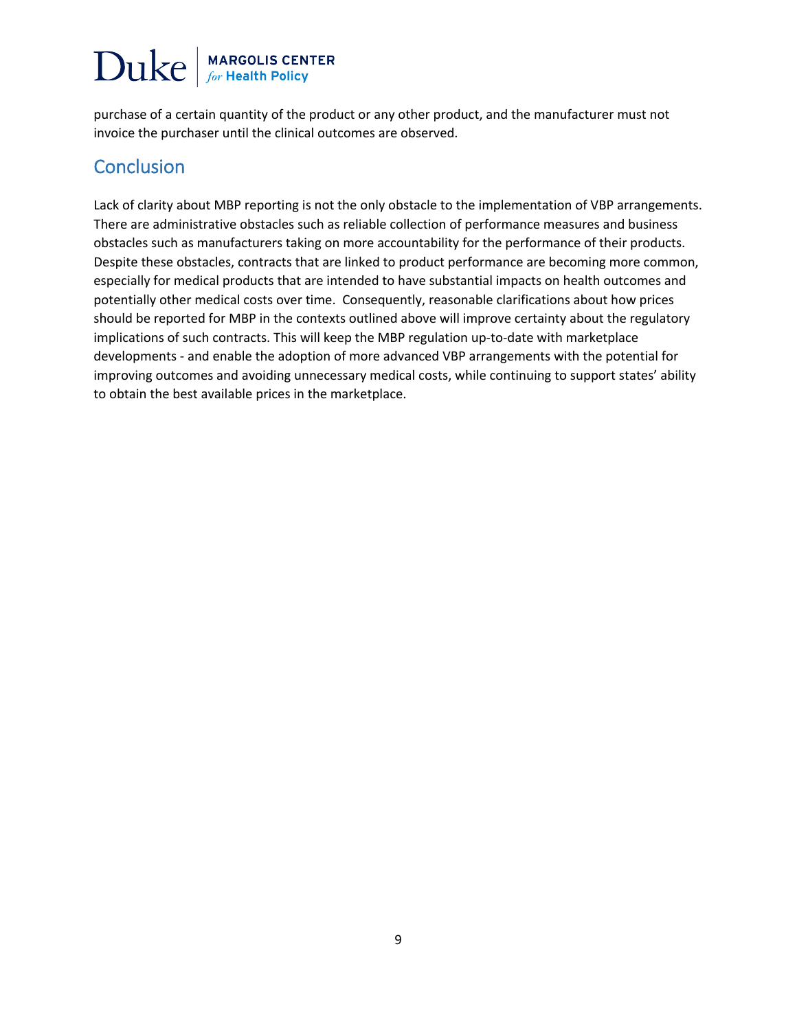purchase of a certain quantity of the product or any other product, and the manufacturer must not invoice the purchaser until the clinical outcomes are observed.

## Conclusion

Lack of clarity about MBP reporting is not the only obstacle to the implementation of VBP arrangements. There are administrative obstacles such as reliable collection of performance measures and business obstacles such as manufacturers taking on more accountability for the performance of their products. Despite these obstacles, contracts that are linked to product performance are becoming more common, especially for medical products that are intended to have substantial impacts on health outcomes and potentially other medical costs over time. Consequently, reasonable clarifications about how prices should be reported for MBP in the contexts outlined above will improve certainty about the regulatory implications of such contracts. This will keep the MBP regulation up-to-date with marketplace developments - and enable the adoption of more advanced VBP arrangements with the potential for improving outcomes and avoiding unnecessary medical costs, while continuing to support states' ability to obtain the best available prices in the marketplace.